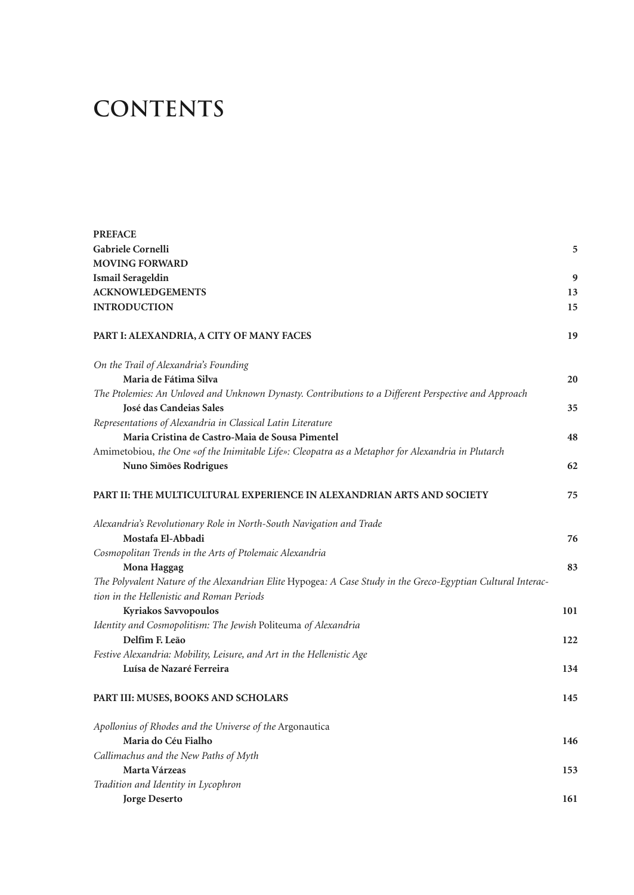# CONTENTS

**PREFACE**
**Gabriele Cornelli** 5
**MOVING FORWARD**
**Ismail Serageldin** 9
**ACKNOWLEDGEMENTS** 13
**INTRODUCTION** 15

**PART I: ALEXANDRIA, A CITY OF MANY FACES** 19

*On the Trail of Alexandria's Founding*
**Maria de Fátima Silva** 20
*The Ptolemies: An Unloved and Unknown Dynasty. Contributions to a Different Perspective and Approach*
**José das Candeias Sales** 35
*Representations of Alexandria in Classical Latin Literature*
**Maria Cristina de Castro-Maia de Sousa Pimentel** 48
Amimetobiou, *the One «of the Inimitable Life»: Cleopatra as a Metaphor for Alexandria in Plutarch*
**Nuno Simões Rodrigues** 62

**PART II: THE MULTICULTURAL EXPERIENCE IN ALEXANDRIAN ARTS AND SOCIETY** 75

*Alexandria's Revolutionary Role in North-South Navigation and Trade*
**Mostafa El-Abbadi** 76
*Cosmopolitan Trends in the Arts of Ptolemaic Alexandria*
**Mona Haggag** 83
*The Polyvalent Nature of the Alexandrian Elite* Hypogea*: A Case Study in the Greco-Egyptian Cultural Interaction in the Hellenistic and Roman Periods*
**Kyriakos Savvopoulos** 101
*Identity and Cosmopolitism: The Jewish* Politeuma *of Alexandria*
**Delfim F. Leão** 122
*Festive Alexandria: Mobility, Leisure, and Art in the Hellenistic Age*
**Luísa de Nazaré Ferreira** 134

**PART III: MUSES, BOOKS AND SCHOLARS** 145

*Apollonius of Rhodes and the Universe of the* Argonautica
**Maria do Céu Fialho** 146
*Callimachus and the New Paths of Myth*
**Marta Várzeas** 153
*Tradition and Identity in Lycophron*
**Jorge Deserto** 161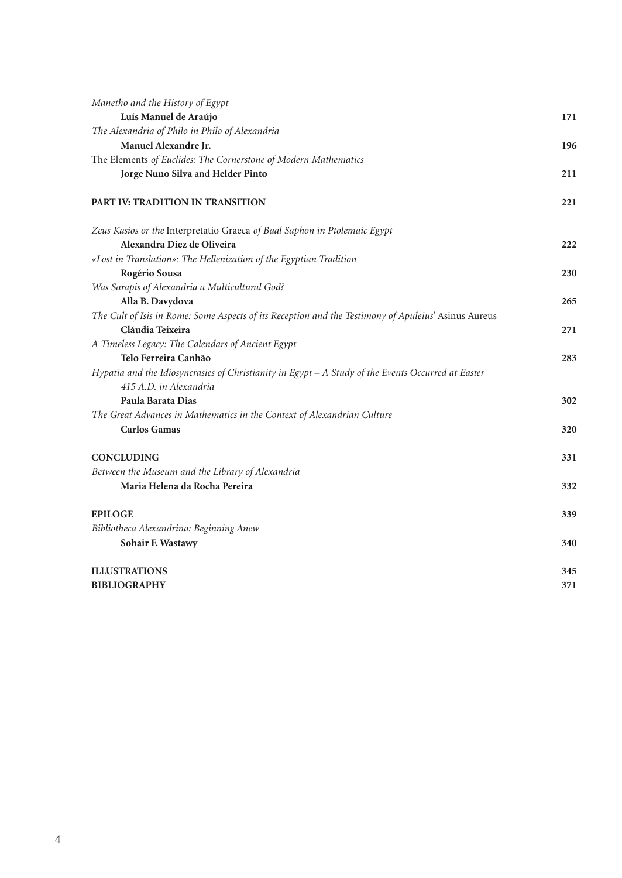*Manetho and the History of Egypt*
**Luís Manuel de Araújo** 171

*The Alexandria of Philo in Philo of Alexandria*
**Manuel Alexandre Jr.** 196

The Elements *of Euclides: The Cornerstone of Modern Mathematics*
**Jorge Nuno Silva** and **Helder Pinto** 211

**PART IV: TRADITION IN TRANSITION** 221

*Zeus Kasios or the* Interpretatio Graeca *of Baal Saphon in Ptolemaic Egypt*
**Alexandra Diez de Oliveira** 222

*«Lost in Translation»: The Hellenization of the Egyptian Tradition*
**Rogério Sousa** 230

*Was Sarapis of Alexandria a Multicultural God?*
**Alla B. Davydova** 265

*The Cult of Isis in Rome: Some Aspects of its Reception and the Testimony of Apuleius'* Asinus Aureus
**Cláudia Teixeira** 271

*A Timeless Legacy: The Calendars of Ancient Egypt*
**Telo Ferreira Canhão** 283

*Hypatia and the Idiosyncrasies of Christianity in Egypt – A Study of the Events Occurred at Easter 415 A.D. in Alexandria*
**Paula Barata Dias** 302

*The Great Advances in Mathematics in the Context of Alexandrian Culture*
**Carlos Gamas** 320

**CONCLUDING** 331

*Between the Museum and the Library of Alexandria*
**Maria Helena da Rocha Pereira** 332

**EPILOGE** 339

*Bibliotheca Alexandrina: Beginning Anew*
**Sohair F. Wastawy** 340

**ILLUSTRATIONS** 345

**BIBLIOGRAPHY** 371